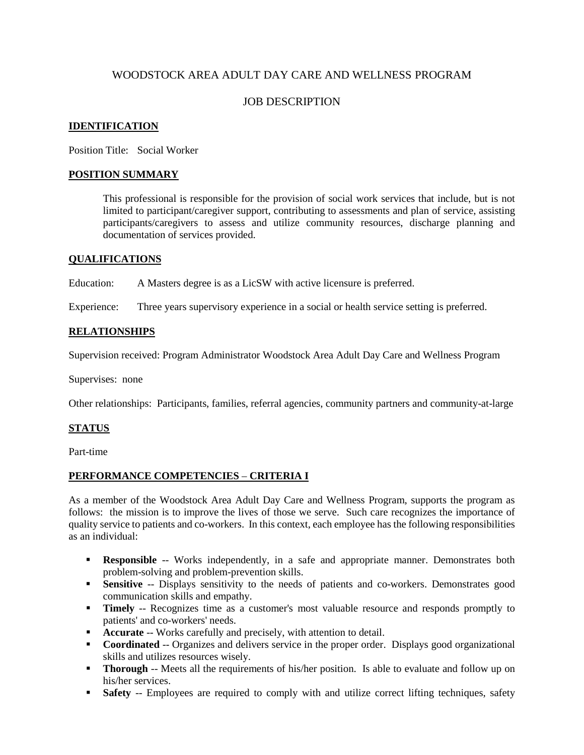# WOODSTOCK AREA ADULT DAY CARE AND WELLNESS PROGRAM

## JOB DESCRIPTION

### IDENTIFICATION

Position Title: Social Worker

### POSITION SUMMARY

This professional is responsible for the provision of social work services that include, but is not limited to participant/caregiver support, contributing to assessments and plan of service, assisting participants/caregivers to assess and utilize community resources, discharge planning and documentation of services provided.

### QUALIFICATIONS

Education: A Masters degree is as a LicSW with active licensure is preferred.

Experience: Three years supervisory experience in a social or health service setting is preferred.

### RELATIONSHIPS

Supervision received: Program Administrator Woodstock Area Adult Day Care and Wellness Program

Supervises: none

Other relationships: Participants, families, referral agencies, community partners and community-at-large

### STATUS

Part-time

### PERFORMANCE COMPETENCIES – CRITERIA I

As a member of the Woodstock Area Adult Day Care and Wellness Program, supports the program as follows: the mission is to improve the lives of those we serve. Such care recognizes the importance of quality service to patients and co-workers. In this context, each employee has the following responsibilities as an individual:

- **Responsible** -- Works independently, in a safe and appropriate manner. Demonstrates both problem-solving and problem-prevention skills.
- **Sensitive** -- Displays sensitivity to the needs of patients and co-workers. Demonstrates good communication skills and empathy.
- **Timely** -- Recognizes time as a customer's most valuable resource and responds promptly to patients' and co-workers' needs.
- **Accurate** -- Works carefully and precisely, with attention to detail.
- **Coordinated** -- Organizes and delivers service in the proper order. Displays good organizational skills and utilizes resources wisely.
- **Thorough** -- Meets all the requirements of his/her position. Is able to evaluate and follow up on his/her services.
- **Safety** -- Employees are required to comply with and utilize correct lifting techniques, safety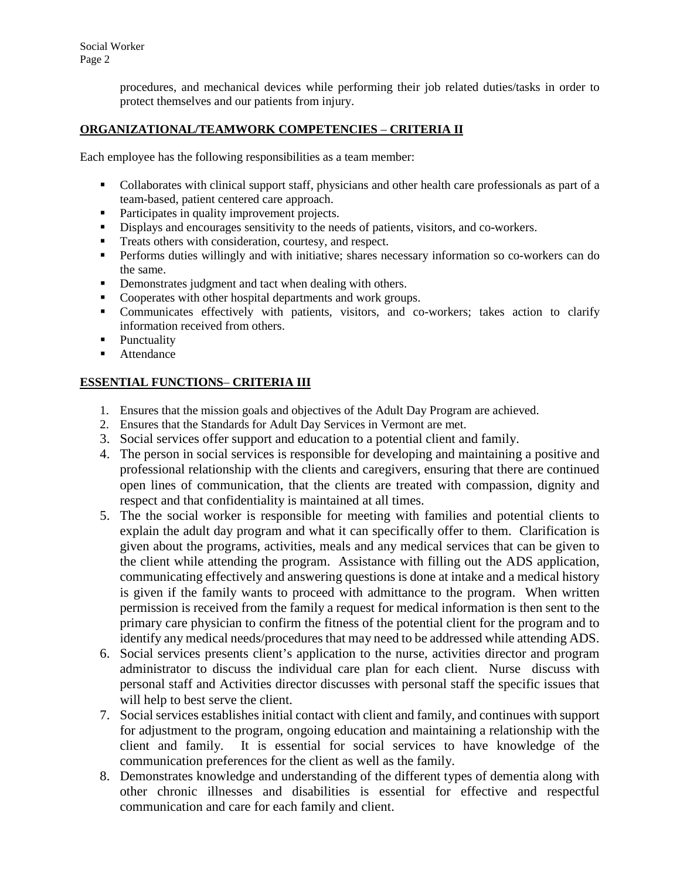procedures, and mechanical devices while performing their job related duties/tasks in order to protect themselves and our patients from injury.

## ORGANIZATIONAL/TEAMWORK COMPETENCIES – CRITERIA II

Each employee has the following responsibilities as a team member:

- Collaborates with clinical support staff, physicians and other health care professionals as part of a team-based, patient centered care approach.
- Participates in quality improvement projects.
- Displays and encourages sensitivity to the needs of patients, visitors, and co-workers.
- Treats others with consideration, courtesy, and respect.
- Performs duties willingly and with initiative; shares necessary information so co-workers can do the same.
- Demonstrates judgment and tact when dealing with others.
- Cooperates with other hospital departments and work groups.
- Communicates effectively with patients, visitors, and co-workers; takes action to clarify information received from others.
- Punctuality
- Attendance

## ESSENTIAL FUNCTIONS– CRITERIA III

1. Ensures that the mission goals and objectives of the Adult Day Program are achieved.
2. Ensures that the Standards for Adult Day Services in Vermont are met.
3. Social services offer support and education to a potential client and family.
4. The person in social services is responsible for developing and maintaining a positive and professional relationship with the clients and caregivers, ensuring that there are continued open lines of communication, that the clients are treated with compassion, dignity and respect and that confidentiality is maintained at all times.
5. The the social worker is responsible for meeting with families and potential clients to explain the adult day program and what it can specifically offer to them. Clarification is given about the programs, activities, meals and any medical services that can be given to the client while attending the program. Assistance with filling out the ADS application, communicating effectively and answering questions is done at intake and a medical history is given if the family wants to proceed with admittance to the program. When written permission is received from the family a request for medical information is then sent to the primary care physician to confirm the fitness of the potential client for the program and to identify any medical needs/procedures that may need to be addressed while attending ADS.
6. Social services presents client's application to the nurse, activities director and program administrator to discuss the individual care plan for each client. Nurse discuss with personal staff and Activities director discusses with personal staff the specific issues that will help to best serve the client.
7. Social services establishes initial contact with client and family, and continues with support for adjustment to the program, ongoing education and maintaining a relationship with the client and family. It is essential for social services to have knowledge of the communication preferences for the client as well as the family.
8. Demonstrates knowledge and understanding of the different types of dementia along with other chronic illnesses and disabilities is essential for effective and respectful communication and care for each family and client.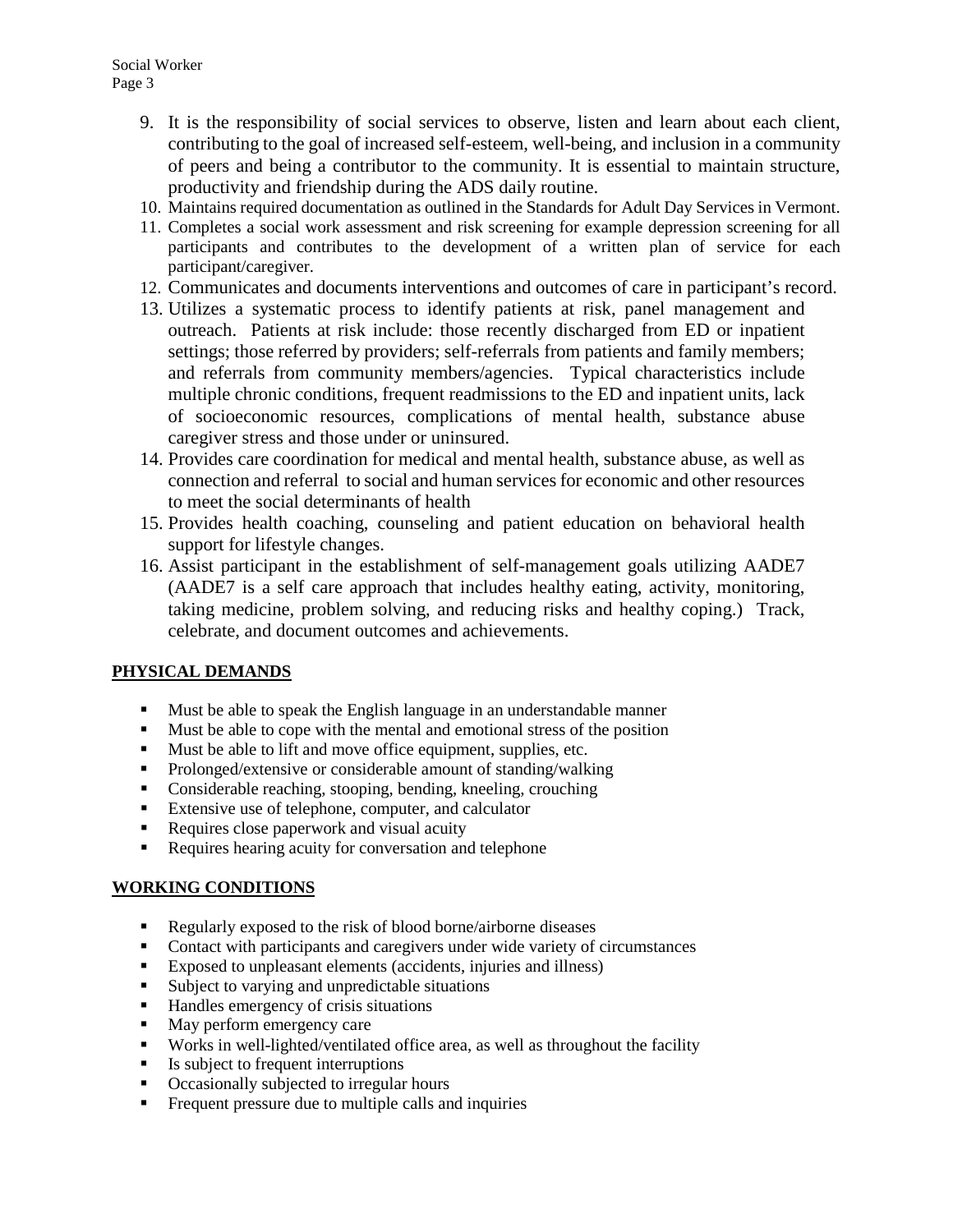9. It is the responsibility of social services to observe, listen and learn about each client, contributing to the goal of increased self-esteem, well-being, and inclusion in a community of peers and being a contributor to the community. It is essential to maintain structure, productivity and friendship during the ADS daily routine.
10. Maintains required documentation as outlined in the Standards for Adult Day Services in Vermont.
11. Completes a social work assessment and risk screening for example depression screening for all participants and contributes to the development of a written plan of service for each participant/caregiver.
12. Communicates and documents interventions and outcomes of care in participant's record.
13. Utilizes a systematic process to identify patients at risk, panel management and outreach. Patients at risk include: those recently discharged from ED or inpatient settings; those referred by providers; self-referrals from patients and family members; and referrals from community members/agencies. Typical characteristics include multiple chronic conditions, frequent readmissions to the ED and inpatient units, lack of socioeconomic resources, complications of mental health, substance abuse caregiver stress and those under or uninsured.
14. Provides care coordination for medical and mental health, substance abuse, as well as connection and referral to social and human services for economic and other resources to meet the social determinants of health
15. Provides health coaching, counseling and patient education on behavioral health support for lifestyle changes.
16. Assist participant in the establishment of self-management goals utilizing AADE7 (AADE7 is a self care approach that includes healthy eating, activity, monitoring, taking medicine, problem solving, and reducing risks and healthy coping.) Track, celebrate, and document outcomes and achievements.

## PHYSICAL DEMANDS

- Must be able to speak the English language in an understandable manner
- Must be able to cope with the mental and emotional stress of the position
- Must be able to lift and move office equipment, supplies, etc.
- Prolonged/extensive or considerable amount of standing/walking
- Considerable reaching, stooping, bending, kneeling, crouching
- Extensive use of telephone, computer, and calculator
- Requires close paperwork and visual acuity
- Requires hearing acuity for conversation and telephone

## WORKING CONDITIONS

- Regularly exposed to the risk of blood borne/airborne diseases
- Contact with participants and caregivers under wide variety of circumstances
- Exposed to unpleasant elements (accidents, injuries and illness)
- Subject to varying and unpredictable situations
- Handles emergency of crisis situations
- May perform emergency care
- Works in well-lighted/ventilated office area, as well as throughout the facility
- Is subject to frequent interruptions
- Occasionally subjected to irregular hours
- Frequent pressure due to multiple calls and inquiries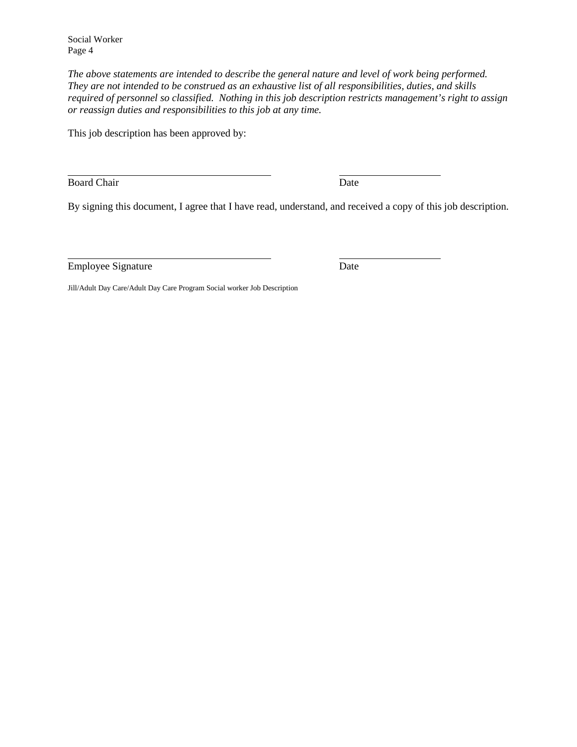*The above statements are intended to describe the general nature and level of work being performed. They are not intended to be construed as an exhaustive list of all responsibilities, duties, and skills required of personnel so classified. Nothing in this job description restricts management's right to assign or reassign duties and responsibilities to this job at any time.*

This job description has been approved by:

\_\_\_\_\_\_\_\_\_\_\_\_\_\_\_\_\_\_\_\_\_\_\_\_\_\_\_\_\_\_\_\_\_\_\_\_\_\_\_\_ \_\_\_\_\_\_\_\_\_\_\_\_\_\_\_\_\_\_\_\_

Board Chair Date

By signing this document, I agree that I have read, understand, and received a copy of this job description.

\_\_\_\_\_\_\_\_\_\_\_\_\_\_\_\_\_\_\_\_\_\_\_\_\_\_\_\_\_\_\_\_\_\_\_\_\_\_\_\_ \_\_\_\_\_\_\_\_\_\_\_\_\_\_\_\_\_\_\_\_

Employee Signature Date

Jill/Adult Day Care/Adult Day Care Program Social worker Job Description